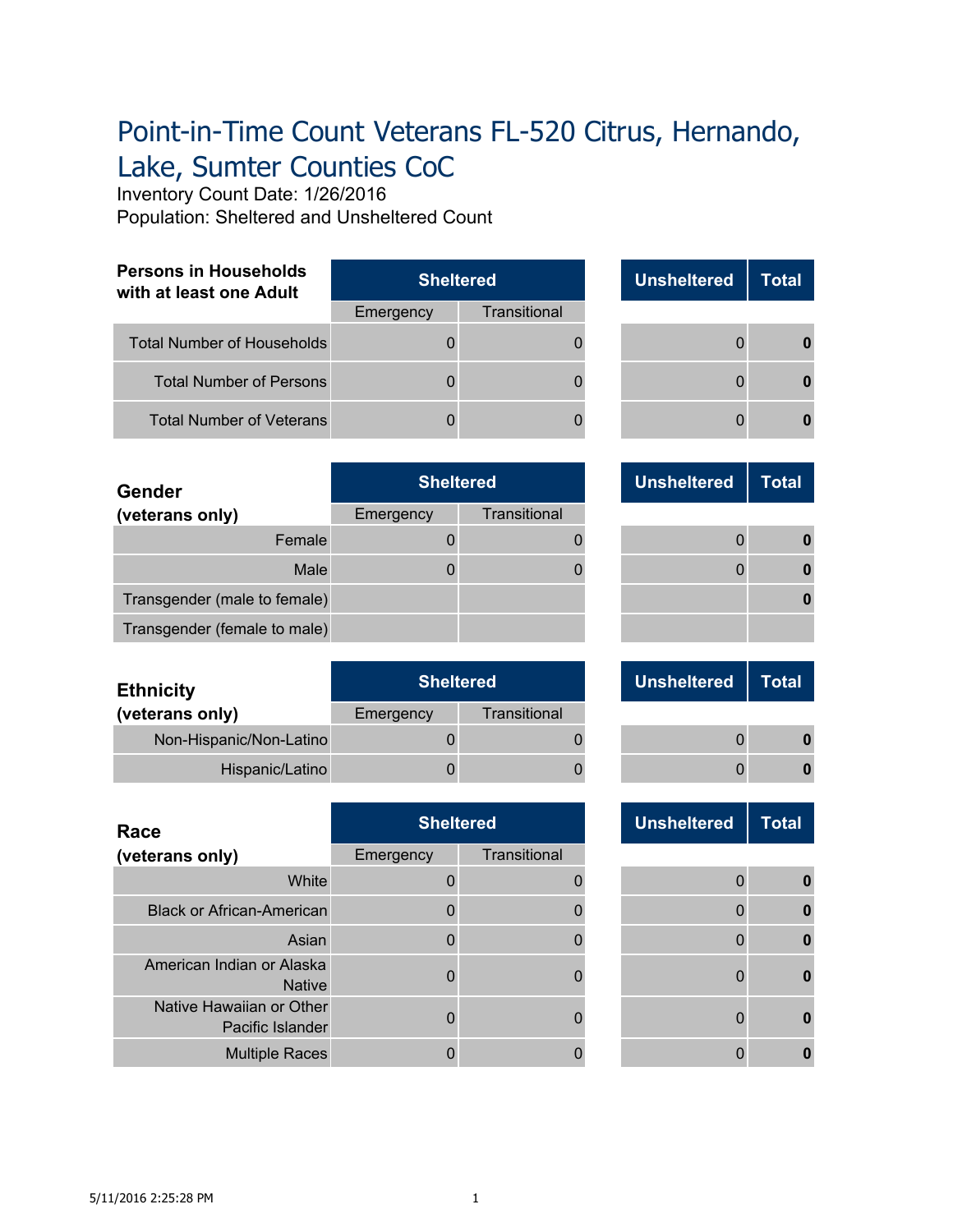# Point-in-Time Count Veterans FL-520 Citrus, Hernando, Lake, Sumter Counties CoC

Inventory Count Date: 1/26/2016
Population: Sheltered and Unsheltered Count

| Persons in Households with at least one Adult | Sheltered | | Unsheltered | Total |
|---|---|---|---|---|
| | Emergency | Transitional | | |
| Total Number of Households | 0 | 0 | 0 | **0** |
| Total Number of Persons | 0 | 0 | 0 | **0** |
| Total Number of Veterans | 0 | 0 | 0 | **0** |

| Gender (veterans only) | Sheltered | | Unsheltered | Total |
|---|---|---|---|---|
| | Emergency | Transitional | | |
| Female | 0 | 0 | 0 | **0** |
| Male | 0 | 0 | 0 | **0** |
| Transgender (male to female) | | | | **0** |
| Transgender (female to male) | | | | |

| Ethnicity (veterans only) | Sheltered | | Unsheltered | Total |
|---|---|---|---|---|
| | Emergency | Transitional | | |
| Non-Hispanic/Non-Latino | 0 | 0 | 0 | **0** |
| Hispanic/Latino | 0 | 0 | 0 | **0** |

| Race (veterans only) | Sheltered | | Unsheltered | Total |
|---|---|---|---|---|
| | Emergency | Transitional | | |
| White | 0 | 0 | 0 | **0** |
| Black or African-American | 0 | 0 | 0 | **0** |
| Asian | 0 | 0 | 0 | **0** |
| American Indian or Alaska Native | 0 | 0 | 0 | **0** |
| Native Hawaiian or Other Pacific Islander | 0 | 0 | 0 | **0** |
| Multiple Races | 0 | 0 | 0 | **0** |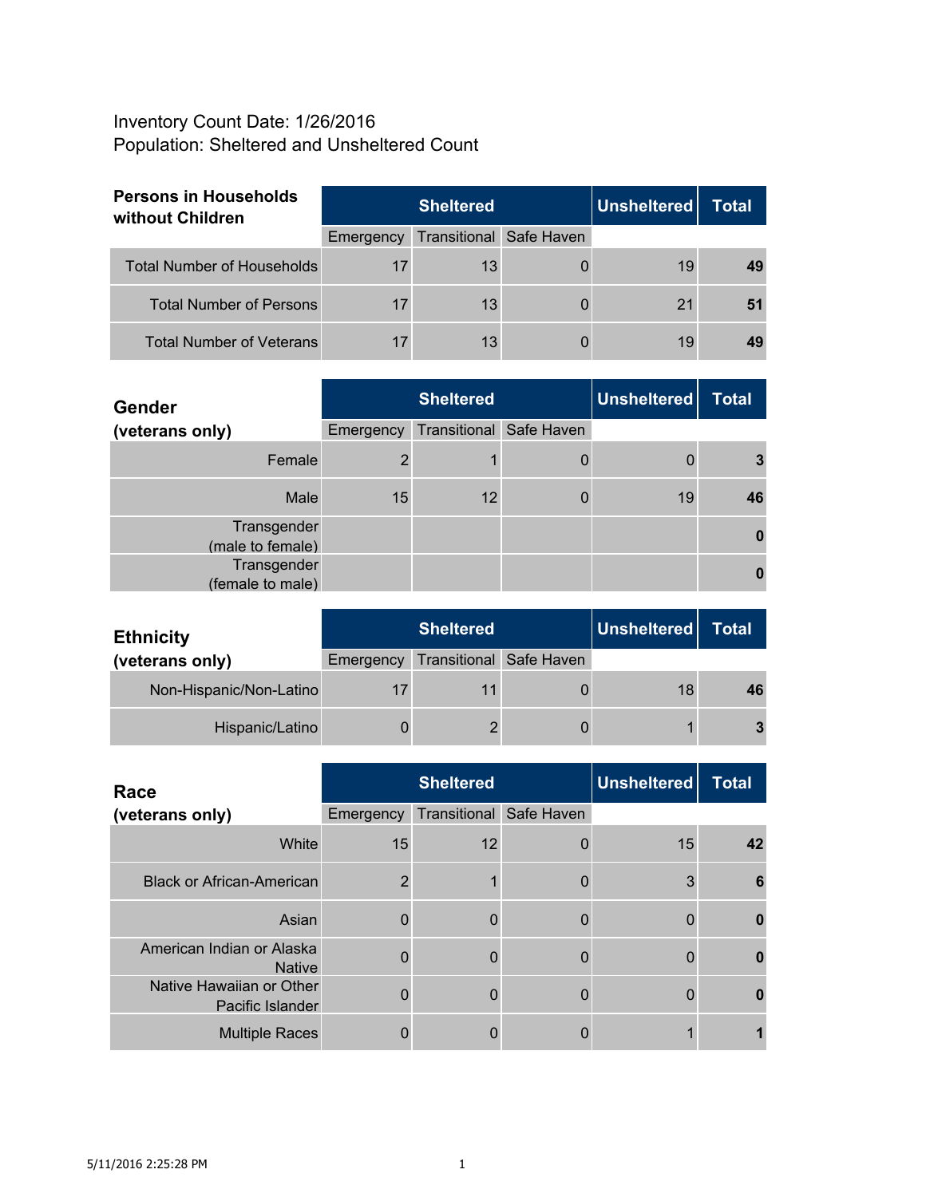Inventory Count Date: 1/26/2016
Population: Sheltered and Unsheltered Count

| Persons in Households without Children | Sheltered | | | Unsheltered | Total |
|---|---|---|---|---|---|
| | Emergency | Transitional | Safe Haven | | |
| Total Number of Households | 17 | 13 | 0 | 19 | **49** |
| Total Number of Persons | 17 | 13 | 0 | 21 | **51** |
| Total Number of Veterans | 17 | 13 | 0 | 19 | **49** |

| Gender (veterans only) | Sheltered | | | Unsheltered | Total |
|---|---|---|---|---|---|
| | Emergency | Transitional | Safe Haven | | |
| Female | 2 | 1 | 0 | 0 | **3** |
| Male | 15 | 12 | 0 | 19 | **46** |
| Transgender (male to female) | | | | | **0** |
| Transgender (female to male) | | | | | **0** |

| Ethnicity (veterans only) | Sheltered | | | Unsheltered | Total |
|---|---|---|---|---|---|
| | Emergency | Transitional | Safe Haven | | |
| Non-Hispanic/Non-Latino | 17 | 11 | 0 | 18 | **46** |
| Hispanic/Latino | 0 | 2 | 0 | 1 | **3** |

| Race (veterans only) | Sheltered | | | Unsheltered | Total |
|---|---|---|---|---|---|
| | Emergency | Transitional | Safe Haven | | |
| White | 15 | 12 | 0 | 15 | **42** |
| Black or African-American | 2 | 1 | 0 | 3 | **6** |
| Asian | 0 | 0 | 0 | 0 | **0** |
| American Indian or Alaska Native | 0 | 0 | 0 | 0 | **0** |
| Native Hawaiian or Other Pacific Islander | 0 | 0 | 0 | 0 | **0** |
| Multiple Races | 0 | 0 | 0 | 1 | **1** |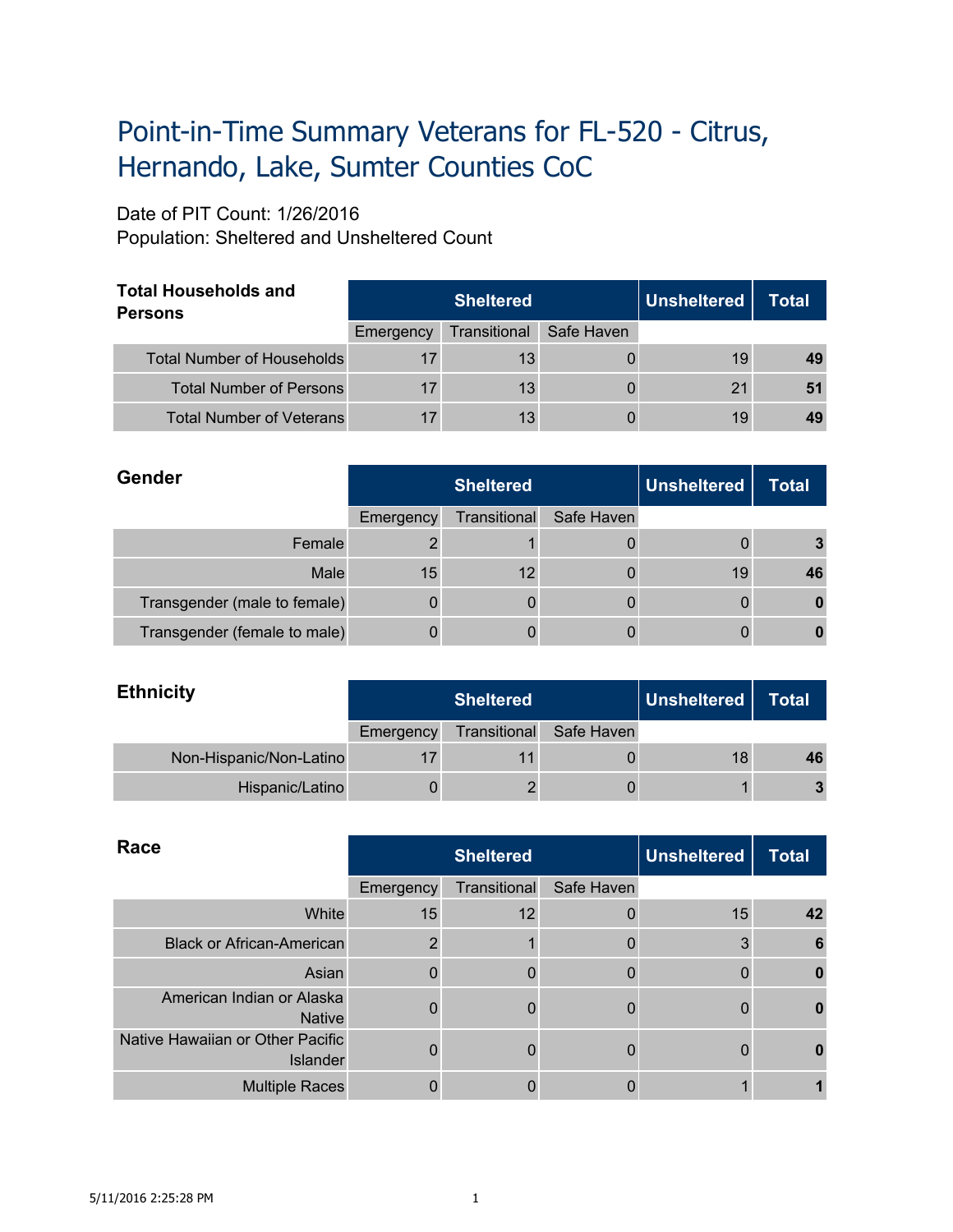# Point-in-Time Summary Veterans for FL-520 - Citrus, Hernando, Lake, Sumter Counties CoC

Date of PIT Count: 1/26/2016
Population: Sheltered and Unsheltered Count

| Total Households and Persons | Sheltered | | | Unsheltered | Total |
|---|---|---|---|---|---|
| | Emergency | Transitional | Safe Haven | | |
| Total Number of Households | 17 | 13 | 0 | 19 | **49** |
| Total Number of Persons | 17 | 13 | 0 | 21 | **51** |
| Total Number of Veterans | 17 | 13 | 0 | 19 | **49** |

| Gender | Sheltered | | | Unsheltered | Total |
|---|---|---|---|---|---|
| | Emergency | Transitional | Safe Haven | | |
| Female | 2 | 1 | 0 | 0 | **3** |
| Male | 15 | 12 | 0 | 19 | **46** |
| Transgender (male to female) | 0 | 0 | 0 | 0 | **0** |
| Transgender (female to male) | 0 | 0 | 0 | 0 | **0** |

| Ethnicity | Sheltered | | | Unsheltered | Total |
|---|---|---|---|---|---|
| | Emergency | Transitional | Safe Haven | | |
| Non-Hispanic/Non-Latino | 17 | 11 | 0 | 18 | **46** |
| Hispanic/Latino | 0 | 2 | 0 | 1 | **3** |

| Race | Sheltered | | | Unsheltered | Total |
|---|---|---|---|---|---|
| | Emergency | Transitional | Safe Haven | | |
| White | 15 | 12 | 0 | 15 | **42** |
| Black or African-American | 2 | 1 | 0 | 3 | **6** |
| Asian | 0 | 0 | 0 | 0 | **0** |
| American Indian or Alaska Native | 0 | 0 | 0 | 0 | **0** |
| Native Hawaiian or Other Pacific Islander | 0 | 0 | 0 | 0 | **0** |
| Multiple Races | 0 | 0 | 0 | 1 | **1** |